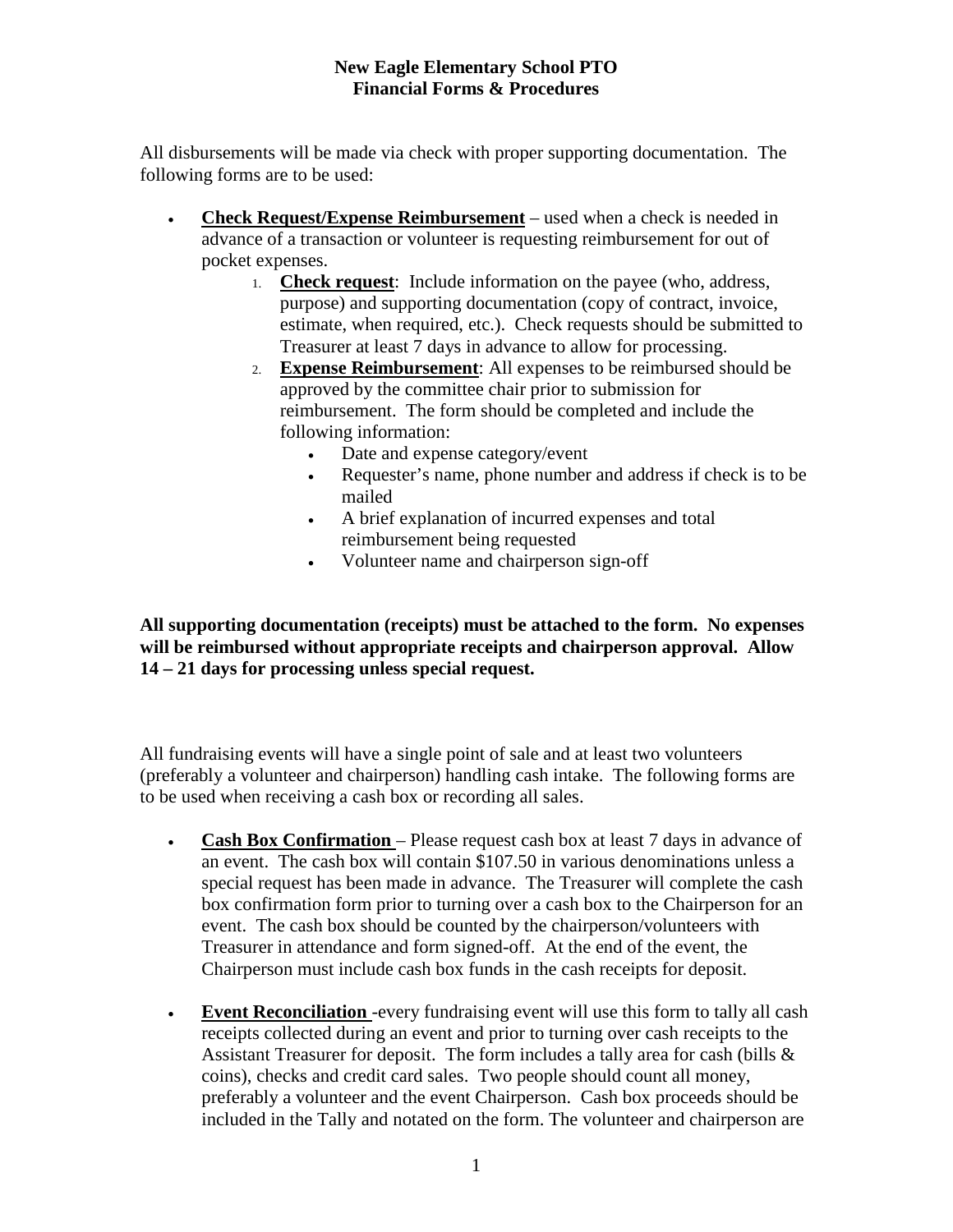**New Eagle Elementary School PTO**
**Financial Forms & Procedures**

All disbursements will be made via check with proper supporting documentation. The following forms are to be used:

- **Check Request/Expense Reimbursement** – used when a check is needed in advance of a transaction or volunteer is requesting reimbursement for out of pocket expenses.
    1. **Check request**: Include information on the payee (who, address, purpose) and supporting documentation (copy of contract, invoice, estimate, when required, etc.). Check requests should be submitted to Treasurer at least 7 days in advance to allow for processing.
    2. **Expense Reimbursement**: All expenses to be reimbursed should be approved by the committee chair prior to submission for reimbursement. The form should be completed and include the following information:
        - Date and expense category/event
        - Requester's name, phone number and address if check is to be mailed
        - A brief explanation of incurred expenses and total reimbursement being requested
        - Volunteer name and chairperson sign-off

**All supporting documentation (receipts) must be attached to the form. No expenses will be reimbursed without appropriate receipts and chairperson approval. Allow 14 – 21 days for processing unless special request.**

All fundraising events will have a single point of sale and at least two volunteers (preferably a volunteer and chairperson) handling cash intake. The following forms are to be used when receiving a cash box or recording all sales.

- **Cash Box Confirmation** – Please request cash box at least 7 days in advance of an event. The cash box will contain $107.50 in various denominations unless a special request has been made in advance. The Treasurer will complete the cash box confirmation form prior to turning over a cash box to the Chairperson for an event. The cash box should be counted by the chairperson/volunteers with Treasurer in attendance and form signed-off. At the end of the event, the Chairperson must include cash box funds in the cash receipts for deposit.

- **Event Reconciliation** -every fundraising event will use this form to tally all cash receipts collected during an event and prior to turning over cash receipts to the Assistant Treasurer for deposit. The form includes a tally area for cash (bills & coins), checks and credit card sales. Two people should count all money, preferably a volunteer and the event Chairperson. Cash box proceeds should be included in the Tally and notated on the form. The volunteer and chairperson are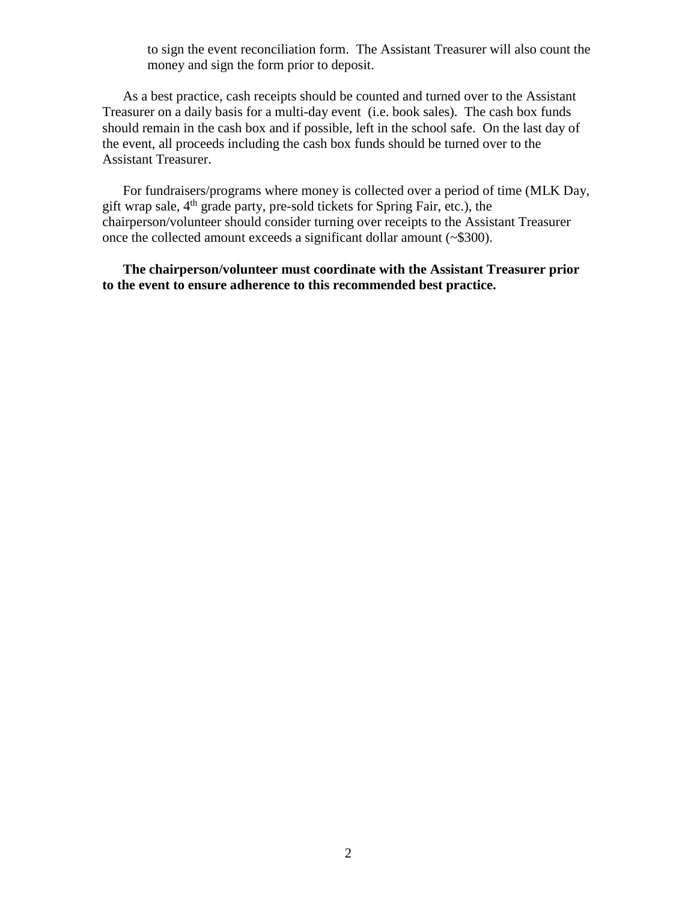to sign the event reconciliation form. The Assistant Treasurer will also count the money and sign the form prior to deposit.

As a best practice, cash receipts should be counted and turned over to the Assistant Treasurer on a daily basis for a multi-day event (i.e. book sales). The cash box funds should remain in the cash box and if possible, left in the school safe. On the last day of the event, all proceeds including the cash box funds should be turned over to the Assistant Treasurer.

For fundraisers/programs where money is collected over a period of time (MLK Day, gift wrap sale, 4th grade party, pre-sold tickets for Spring Fair, etc.), the chairperson/volunteer should consider turning over receipts to the Assistant Treasurer once the collected amount exceeds a significant dollar amount (~$300).

**The chairperson/volunteer must coordinate with the Assistant Treasurer prior to the event to ensure adherence to this recommended best practice.**